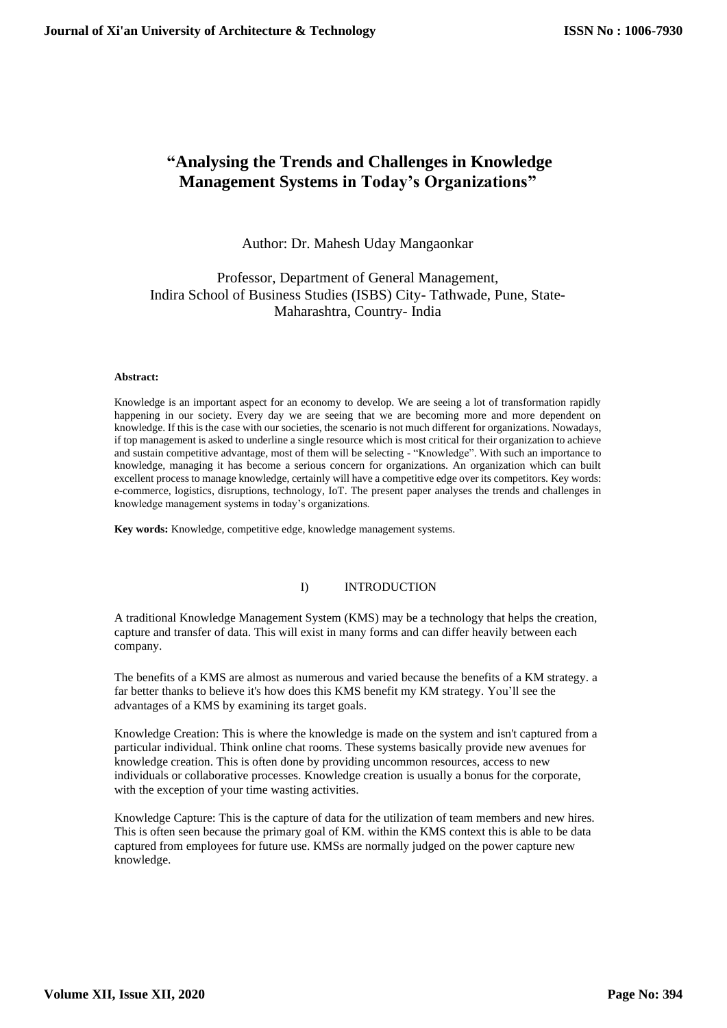# "Analysing the Trends and Challenges in Knowledge Management Systems in Today's Organizations"

Author: Dr. Mahesh Uday Mangaonkar

Professor, Department of General Management,
Indira School of Business Studies (ISBS) City- Tathwade, Pune, State- Maharashtra, Country- India

**Abstract:**

Knowledge is an important aspect for an economy to develop. We are seeing a lot of transformation rapidly happening in our society. Every day we are seeing that we are becoming more and more dependent on knowledge. If this is the case with our societies, the scenario is not much different for organizations. Nowadays, if top management is asked to underline a single resource which is most critical for their organization to achieve and sustain competitive advantage, most of them will be selecting - "Knowledge". With such an importance to knowledge, managing it has become a serious concern for organizations. An organization which can built excellent process to manage knowledge, certainly will have a competitive edge over its competitors. Key words: e-commerce, logistics, disruptions, technology, IoT. The present paper analyses the trends and challenges in knowledge management systems in today's organizations.

**Key words:** Knowledge, competitive edge, knowledge management systems.

## I) INTRODUCTION

A traditional Knowledge Management System (KMS) may be a technology that helps the creation, capture and transfer of data. This will exist in many forms and can differ heavily between each company.

The benefits of a KMS are almost as numerous and varied because the benefits of a KM strategy. a far better thanks to believe it's how does this KMS benefit my KM strategy. You'll see the advantages of a KMS by examining its target goals.

Knowledge Creation: This is where the knowledge is made on the system and isn't captured from a particular individual. Think online chat rooms. These systems basically provide new avenues for knowledge creation. This is often done by providing uncommon resources, access to new individuals or collaborative processes. Knowledge creation is usually a bonus for the corporate, with the exception of your time wasting activities.

Knowledge Capture: This is the capture of data for the utilization of team members and new hires. This is often seen because the primary goal of KM. within the KMS context this is able to be data captured from employees for future use. KMSs are normally judged on the power capture new knowledge.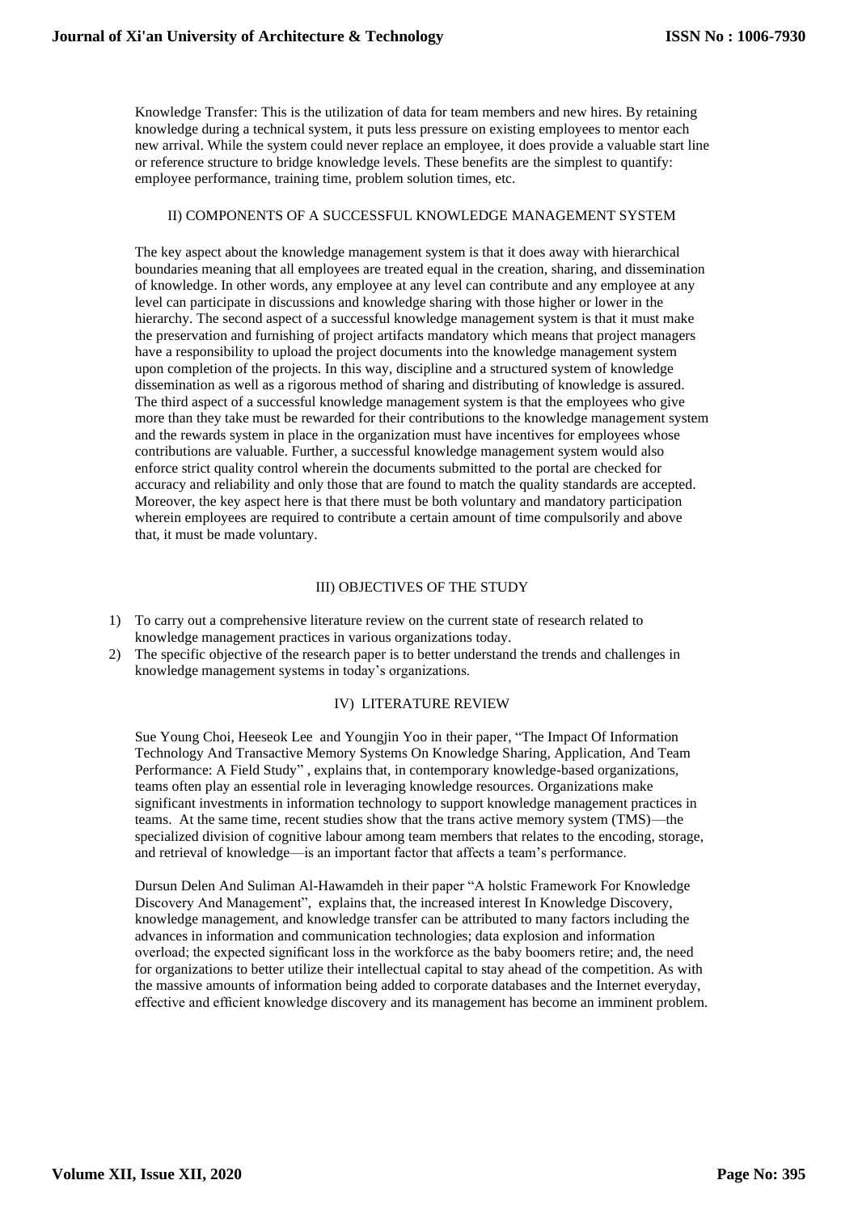Knowledge Transfer: This is the utilization of data for team members and new hires. By retaining knowledge during a technical system, it puts less pressure on existing employees to mentor each new arrival. While the system could never replace an employee, it does provide a valuable start line or reference structure to bridge knowledge levels. These benefits are the simplest to quantify: employee performance, training time, problem solution times, etc.

## II) COMPONENTS OF A SUCCESSFUL KNOWLEDGE MANAGEMENT SYSTEM

The key aspect about the knowledge management system is that it does away with hierarchical boundaries meaning that all employees are treated equal in the creation, sharing, and dissemination of knowledge. In other words, any employee at any level can contribute and any employee at any level can participate in discussions and knowledge sharing with those higher or lower in the hierarchy. The second aspect of a successful knowledge management system is that it must make the preservation and furnishing of project artifacts mandatory which means that project managers have a responsibility to upload the project documents into the knowledge management system upon completion of the projects. In this way, discipline and a structured system of knowledge dissemination as well as a rigorous method of sharing and distributing of knowledge is assured. The third aspect of a successful knowledge management system is that the employees who give more than they take must be rewarded for their contributions to the knowledge management system and the rewards system in place in the organization must have incentives for employees whose contributions are valuable. Further, a successful knowledge management system would also enforce strict quality control wherein the documents submitted to the portal are checked for accuracy and reliability and only those that are found to match the quality standards are accepted. Moreover, the key aspect here is that there must be both voluntary and mandatory participation wherein employees are required to contribute a certain amount of time compulsorily and above that, it must be made voluntary.

## III) OBJECTIVES OF THE STUDY

1) To carry out a comprehensive literature review on the current state of research related to knowledge management practices in various organizations today.
2) The specific objective of the research paper is to better understand the trends and challenges in knowledge management systems in today's organizations.

## IV) LITERATURE REVIEW

Sue Young Choi, Heeseok Lee and Youngjin Yoo in their paper, "The Impact Of Information Technology And Transactive Memory Systems On Knowledge Sharing, Application, And Team Performance: A Field Study" , explains that, in contemporary knowledge-based organizations, teams often play an essential role in leveraging knowledge resources. Organizations make significant investments in information technology to support knowledge management practices in teams. At the same time, recent studies show that the trans active memory system (TMS)—the specialized division of cognitive labour among team members that relates to the encoding, storage, and retrieval of knowledge—is an important factor that affects a team's performance.

Dursun Delen And Suliman Al-Hawamdeh in their paper "A holstic Framework For Knowledge Discovery And Management", explains that, the increased interest In Knowledge Discovery, knowledge management, and knowledge transfer can be attributed to many factors including the advances in information and communication technologies; data explosion and information overload; the expected significant loss in the workforce as the baby boomers retire; and, the need for organizations to better utilize their intellectual capital to stay ahead of the competition. As with the massive amounts of information being added to corporate databases and the Internet everyday, effective and efficient knowledge discovery and its management has become an imminent problem.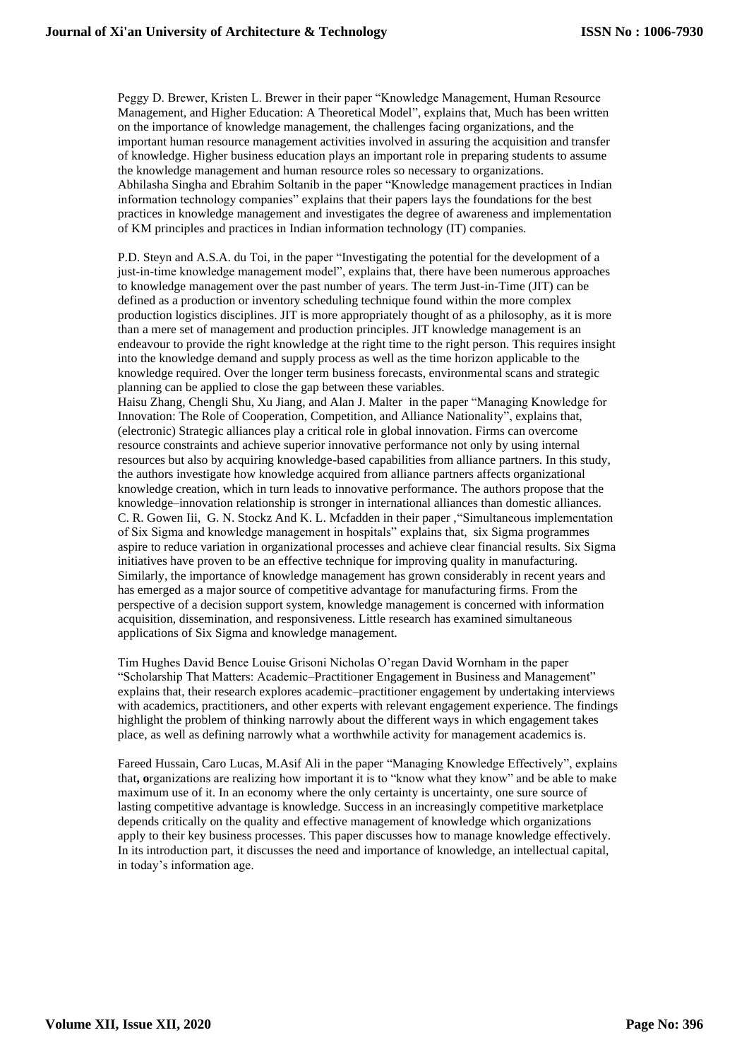Peggy D. Brewer, Kristen L. Brewer in their paper "Knowledge Management, Human Resource Management, and Higher Education: A Theoretical Model", explains that, Much has been written on the importance of knowledge management, the challenges facing organizations, and the important human resource management activities involved in assuring the acquisition and transfer of knowledge. Higher business education plays an important role in preparing students to assume the knowledge management and human resource roles so necessary to organizations.
Abhilasha Singha and Ebrahim Soltanib in the paper "Knowledge management practices in Indian information technology companies" explains that their papers lays the foundations for the best practices in knowledge management and investigates the degree of awareness and implementation of KM principles and practices in Indian information technology (IT) companies.

P.D. Steyn and A.S.A. du Toi, in the paper "Investigating the potential for the development of a just-in-time knowledge management model", explains that, there have been numerous approaches to knowledge management over the past number of years. The term Just-in-Time (JIT) can be defined as a production or inventory scheduling technique found within the more complex production logistics disciplines. JIT is more appropriately thought of as a philosophy, as it is more than a mere set of management and production principles. JIT knowledge management is an endeavour to provide the right knowledge at the right time to the right person. This requires insight into the knowledge demand and supply process as well as the time horizon applicable to the knowledge required. Over the longer term business forecasts, environmental scans and strategic planning can be applied to close the gap between these variables.
Haisu Zhang, Chengli Shu, Xu Jiang, and Alan J. Malter in the paper "Managing Knowledge for Innovation: The Role of Cooperation, Competition, and Alliance Nationality", explains that, (electronic) Strategic alliances play a critical role in global innovation. Firms can overcome resource constraints and achieve superior innovative performance not only by using internal resources but also by acquiring knowledge-based capabilities from alliance partners. In this study, the authors investigate how knowledge acquired from alliance partners affects organizational knowledge creation, which in turn leads to innovative performance. The authors propose that the knowledge–innovation relationship is stronger in international alliances than domestic alliances.
C. R. Gowen Iii, G. N. Stockz And K. L. Mcfadden in their paper ,"Simultaneous implementation of Six Sigma and knowledge management in hospitals" explains that, six Sigma programmes aspire to reduce variation in organizational processes and achieve clear financial results. Six Sigma initiatives have proven to be an effective technique for improving quality in manufacturing. Similarly, the importance of knowledge management has grown considerably in recent years and has emerged as a major source of competitive advantage for manufacturing firms. From the perspective of a decision support system, knowledge management is concerned with information acquisition, dissemination, and responsiveness. Little research has examined simultaneous applications of Six Sigma and knowledge management.

Tim Hughes David Bence Louise Grisoni Nicholas O'regan David Wornham in the paper "Scholarship That Matters: Academic–Practitioner Engagement in Business and Management" explains that, their research explores academic–practitioner engagement by undertaking interviews with academics, practitioners, and other experts with relevant engagement experience. The findings highlight the problem of thinking narrowly about the different ways in which engagement takes place, as well as defining narrowly what a worthwhile activity for management academics is.

Fareed Hussain, Caro Lucas, M.Asif Ali in the paper "Managing Knowledge Effectively", explains that**, o**rganizations are realizing how important it is to "know what they know" and be able to make maximum use of it. In an economy where the only certainty is uncertainty, one sure source of lasting competitive advantage is knowledge. Success in an increasingly competitive marketplace depends critically on the quality and effective management of knowledge which organizations apply to their key business processes. This paper discusses how to manage knowledge effectively. In its introduction part, it discusses the need and importance of knowledge, an intellectual capital, in today's information age.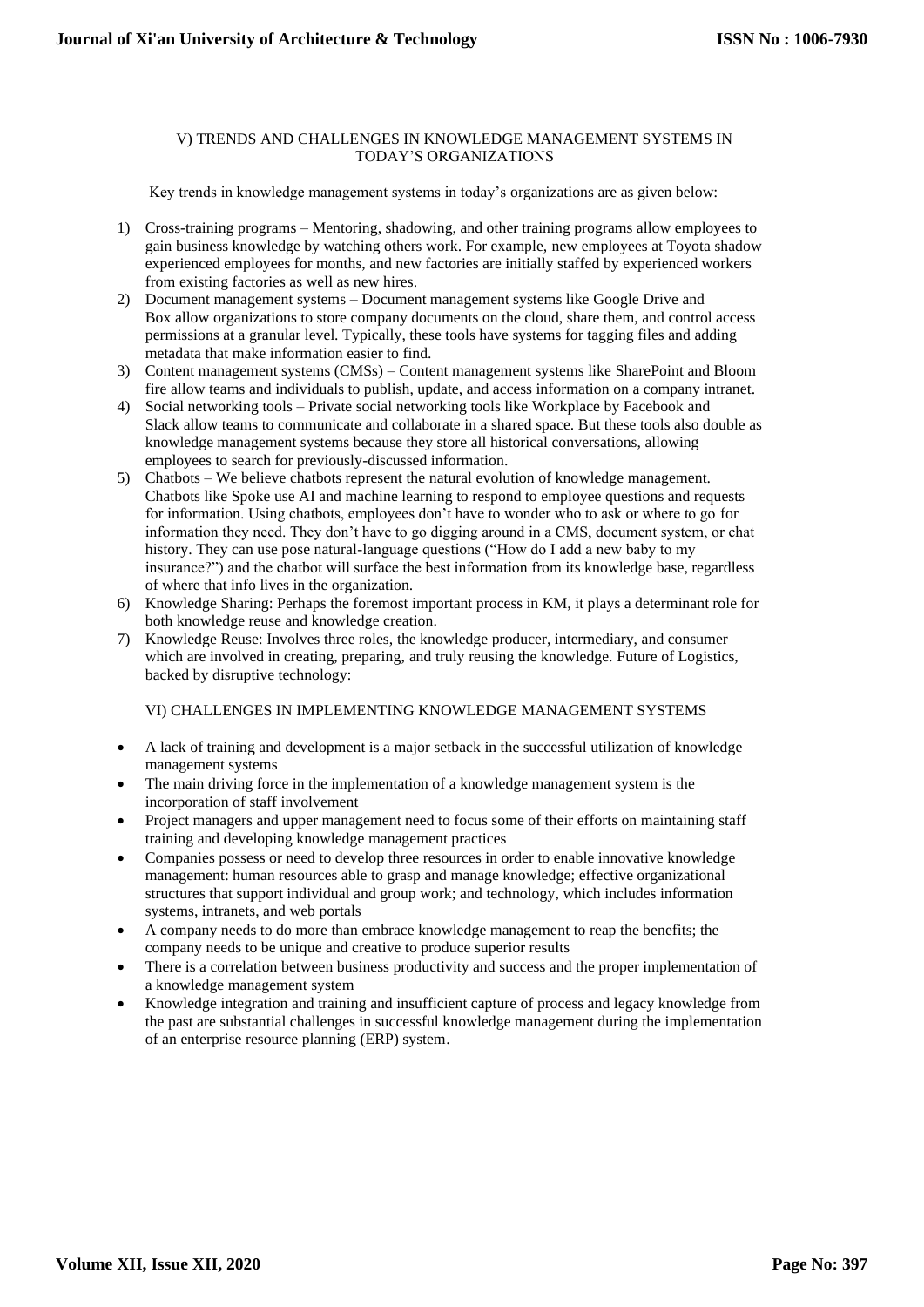## V) TRENDS AND CHALLENGES IN KNOWLEDGE MANAGEMENT SYSTEMS IN TODAY'S ORGANIZATIONS

Key trends in knowledge management systems in today's organizations are as given below:

1) Cross-training programs – Mentoring, shadowing, and other training programs allow employees to gain business knowledge by watching others work. For example, new employees at Toyota shadow experienced employees for months, and new factories are initially staffed by experienced workers from existing factories as well as new hires.
2) Document management systems – Document management systems like Google Drive and Box allow organizations to store company documents on the cloud, share them, and control access permissions at a granular level. Typically, these tools have systems for tagging files and adding metadata that make information easier to find.
3) Content management systems (CMSs) – Content management systems like SharePoint and Bloom fire allow teams and individuals to publish, update, and access information on a company intranet.
4) Social networking tools – Private social networking tools like Workplace by Facebook and Slack allow teams to communicate and collaborate in a shared space. But these tools also double as knowledge management systems because they store all historical conversations, allowing employees to search for previously-discussed information.
5) Chatbots – We believe chatbots represent the natural evolution of knowledge management. Chatbots like Spoke use AI and machine learning to respond to employee questions and requests for information. Using chatbots, employees don't have to wonder who to ask or where to go for information they need. They don't have to go digging around in a CMS, document system, or chat history. They can use pose natural-language questions ("How do I add a new baby to my insurance?") and the chatbot will surface the best information from its knowledge base, regardless of where that info lives in the organization.
6) Knowledge Sharing: Perhaps the foremost important process in KM, it plays a determinant role for both knowledge reuse and knowledge creation.
7) Knowledge Reuse: Involves three roles, the knowledge producer, intermediary, and consumer which are involved in creating, preparing, and truly reusing the knowledge. Future of Logistics, backed by disruptive technology:

## VI) CHALLENGES IN IMPLEMENTING KNOWLEDGE MANAGEMENT SYSTEMS

- A lack of training and development is a major setback in the successful utilization of knowledge management systems
- The main driving force in the implementation of a knowledge management system is the incorporation of staff involvement
- Project managers and upper management need to focus some of their efforts on maintaining staff training and developing knowledge management practices
- Companies possess or need to develop three resources in order to enable innovative knowledge management: human resources able to grasp and manage knowledge; effective organizational structures that support individual and group work; and technology, which includes information systems, intranets, and web portals
- A company needs to do more than embrace knowledge management to reap the benefits; the company needs to be unique and creative to produce superior results
- There is a correlation between business productivity and success and the proper implementation of a knowledge management system
- Knowledge integration and training and insufficient capture of process and legacy knowledge from the past are substantial challenges in successful knowledge management during the implementation of an enterprise resource planning (ERP) system.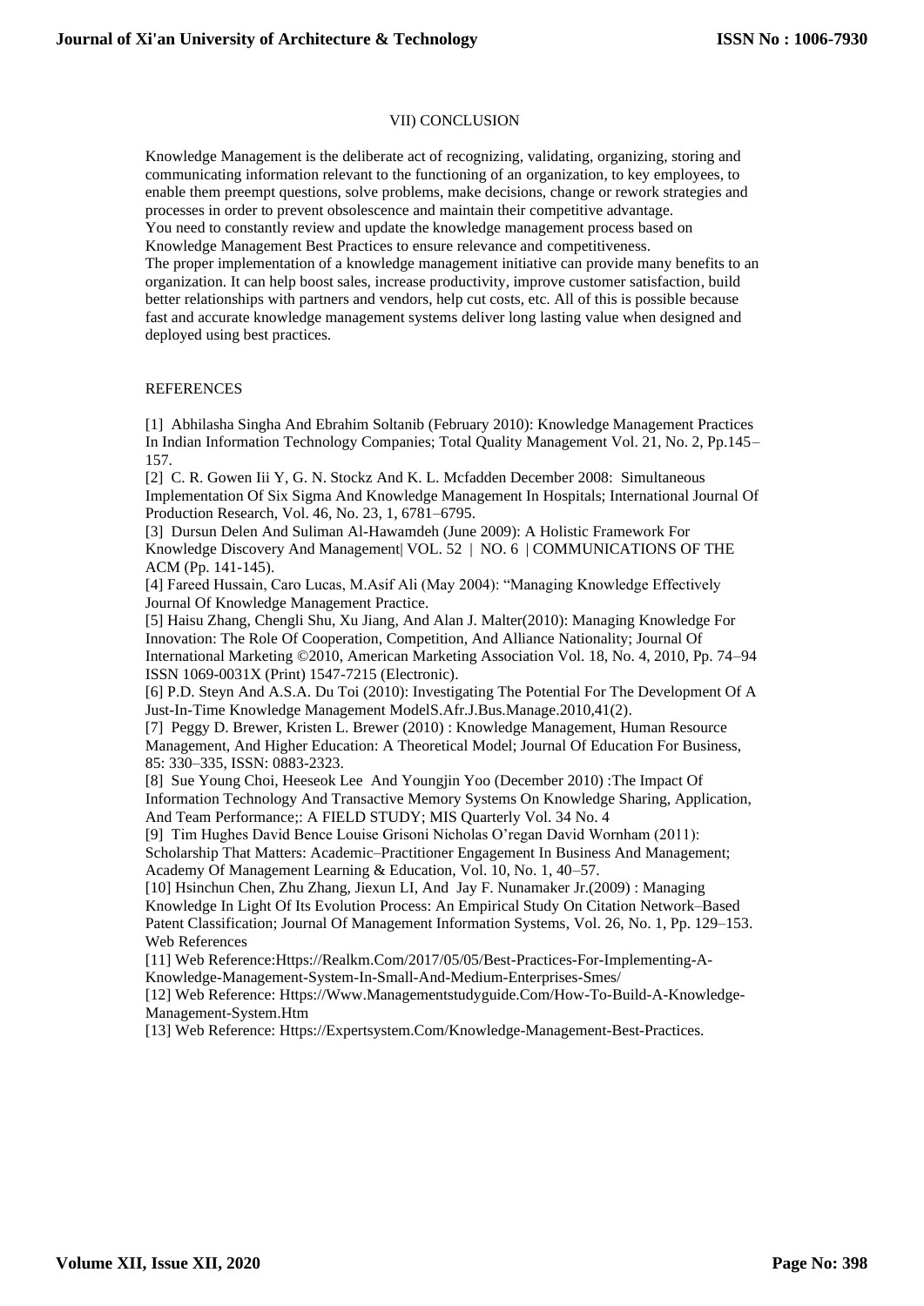## VII) CONCLUSION

Knowledge Management is the deliberate act of recognizing, validating, organizing, storing and communicating information relevant to the functioning of an organization, to key employees, to enable them preempt questions, solve problems, make decisions, change or rework strategies and processes in order to prevent obsolescence and maintain their competitive advantage.
You need to constantly review and update the knowledge management process based on Knowledge Management Best Practices to ensure relevance and competitiveness.
The proper implementation of a knowledge management initiative can provide many benefits to an organization. It can help boost sales, increase productivity, improve customer satisfaction, build better relationships with partners and vendors, help cut costs, etc. All of this is possible because fast and accurate knowledge management systems deliver long lasting value when designed and deployed using best practices.

## REFERENCES

[1] Abhilasha Singha And Ebrahim Soltanib (February 2010): Knowledge Management Practices In Indian Information Technology Companies; Total Quality Management Vol. 21, No. 2, Pp.145–157.
[2] C. R. Gowen Iii Y, G. N. Stockz And K. L. Mcfadden December 2008: Simultaneous Implementation Of Six Sigma And Knowledge Management In Hospitals; International Journal Of Production Research, Vol. 46, No. 23, 1, 6781–6795.
[3] Dursun Delen And Suliman Al-Hawamdeh (June 2009): A Holistic Framework For Knowledge Discovery And Management| VOL. 52 | NO. 6 | COMMUNICATIONS OF THE ACM (Pp. 141-145).
[4] Fareed Hussain, Caro Lucas, M.Asif Ali (May 2004): "Managing Knowledge Effectively Journal Of Knowledge Management Practice.
[5] Haisu Zhang, Chengli Shu, Xu Jiang, And Alan J. Malter(2010): Managing Knowledge For Innovation: The Role Of Cooperation, Competition, And Alliance Nationality; Journal Of International Marketing ©2010, American Marketing Association Vol. 18, No. 4, 2010, Pp. 74–94 ISSN 1069-0031X (Print) 1547-7215 (Electronic).
[6] P.D. Steyn And A.S.A. Du Toi (2010): Investigating The Potential For The Development Of A Just-In-Time Knowledge Management ModelS.Afr.J.Bus.Manage.2010,41(2).
[7] Peggy D. Brewer, Kristen L. Brewer (2010) : Knowledge Management, Human Resource Management, And Higher Education: A Theoretical Model; Journal Of Education For Business, 85: 330–335, ISSN: 0883-2323.
[8] Sue Young Choi, Heeseok Lee And Youngjin Yoo (December 2010) :The Impact Of Information Technology And Transactive Memory Systems On Knowledge Sharing, Application, And Team Performance;: A FIELD STUDY; MIS Quarterly Vol. 34 No. 4
[9] Tim Hughes David Bence Louise Grisoni Nicholas O'regan David Wornham (2011): Scholarship That Matters: Academic–Practitioner Engagement In Business And Management; Academy Of Management Learning & Education, Vol. 10, No. 1, 40–57.
[10] Hsinchun Chen, Zhu Zhang, Jiexun LI, And Jay F. Nunamaker Jr.(2009) : Managing Knowledge In Light Of Its Evolution Process: An Empirical Study On Citation Network–Based Patent Classification; Journal Of Management Information Systems, Vol. 26, No. 1, Pp. 129–153.
Web References
[11] Web Reference:Https://Realkm.Com/2017/05/05/Best-Practices-For-Implementing-A-Knowledge-Management-System-In-Small-And-Medium-Enterprises-Smes/
[12] Web Reference: Https://Www.Managementstudyguide.Com/How-To-Build-A-Knowledge-Management-System.Htm
[13] Web Reference: Https://Expertsystem.Com/Knowledge-Management-Best-Practices.